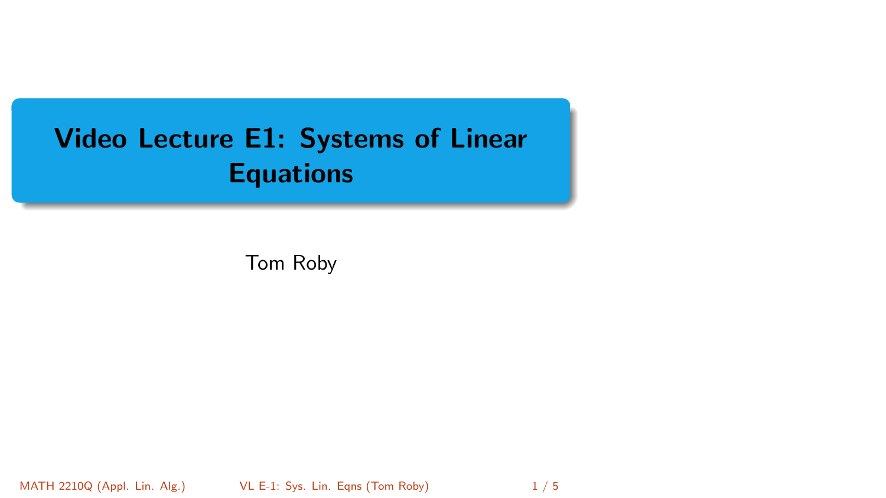# Video Lecture E1: Systems of Linear Equations

Tom Roby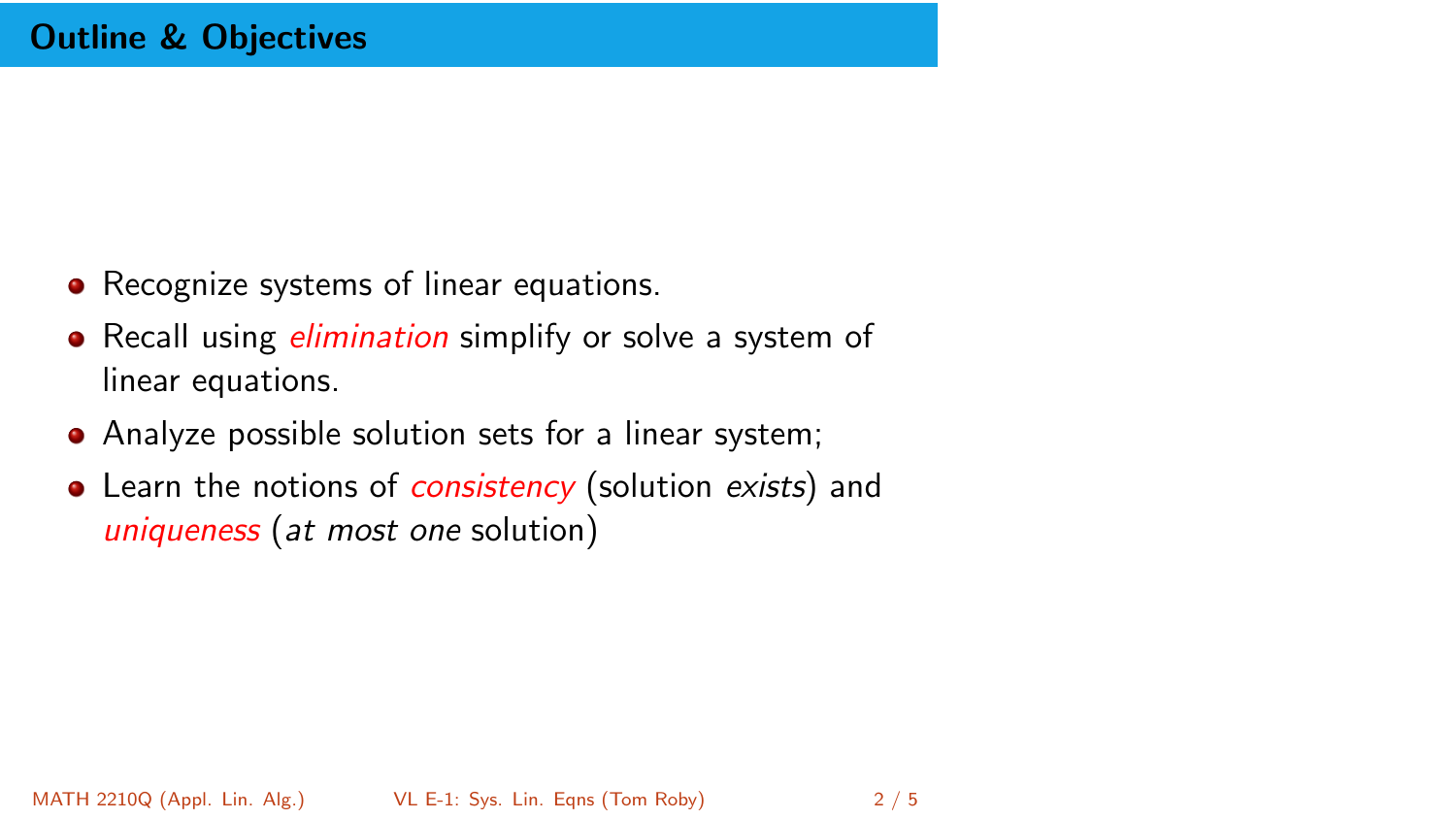## Outline & Objectives

- Recognize systems of linear equations.
- Recall using *elimination* simplify or solve a system of linear equations.
- Analyze possible solution sets for a linear system;
- Learn the notions of *consistency* (solution *exists*) and *uniqueness* (*at most one* solution)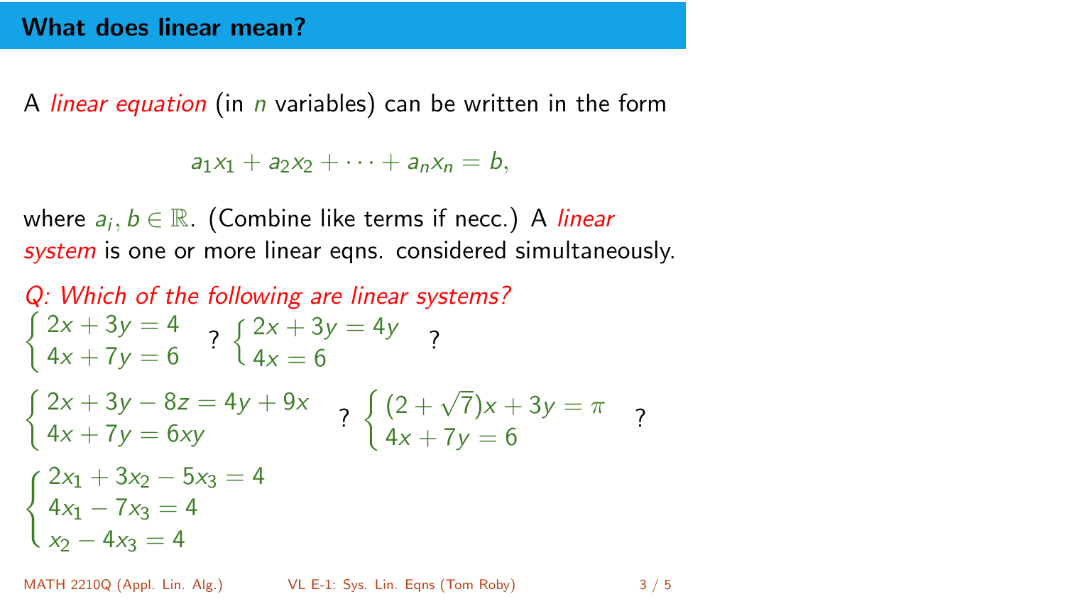## What does linear mean?

A *linear equation* (in $n$ variables) can be written in the form

$$a_1x_1 + a_2x_2 + \cdots + a_nx_n = b,$$

where $a_i, b \in \mathbb{R}$. (Combine like terms if necc.) A *linear system* is one or more linear eqns. considered simultaneously.

*Q: Which of the following are linear systems?*

$$\begin{cases} 2x + 3y = 4 \\ 4x + 7y = 6 \end{cases} \; ? \quad \begin{cases} 2x + 3y = 4y \\ 4x = 6 \end{cases} \; ?$$

$$\begin{cases} 2x + 3y - 8z = 4y + 9x \\ 4x + 7y = 6xy \end{cases} \; ? \quad \begin{cases} (2 + \sqrt{7})x + 3y = \pi \\ 4x + 7y = 6 \end{cases} \; ?$$

$$\begin{cases} 2x_1 + 3x_2 - 5x_3 = 4 \\ 4x_1 - 7x_3 = 4 \\ x_2 - 4x_3 = 4 \end{cases}$$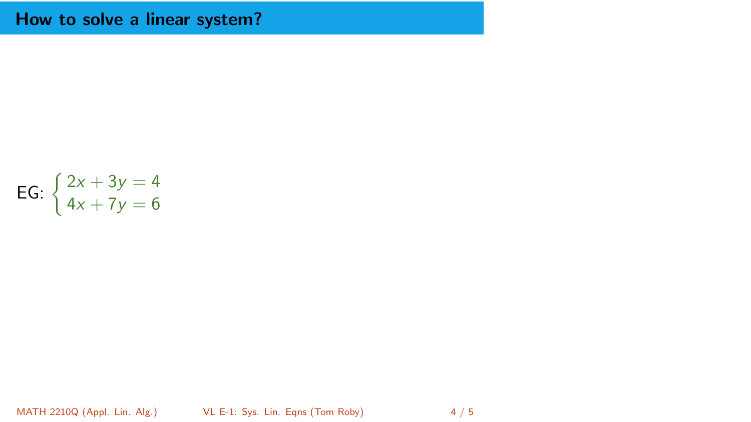# How to solve a linear system?

EG: $\begin{cases} 2x + 3y = 4 \\ 4x + 7y = 6 \end{cases}$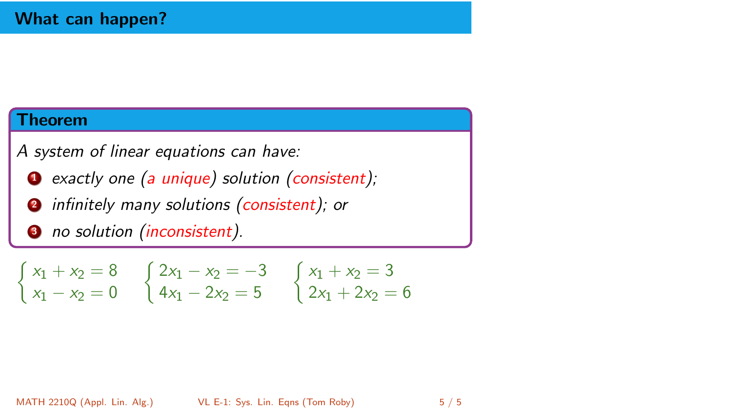# What can happen?

**Theorem**

*A system of linear equations can have:*

1. *exactly one (a unique) solution (consistent);*
2. *infinitely many solutions (consistent); or*
3. *no solution (inconsistent).*

$$\begin{cases} x_1 + x_2 = 8 \\ x_1 - x_2 = 0 \end{cases} \qquad \begin{cases} 2x_1 - x_2 = -3 \\ 4x_1 - 2x_2 = 5 \end{cases} \qquad \begin{cases} x_1 + x_2 = 3 \\ 2x_1 + 2x_2 = 6 \end{cases}$$